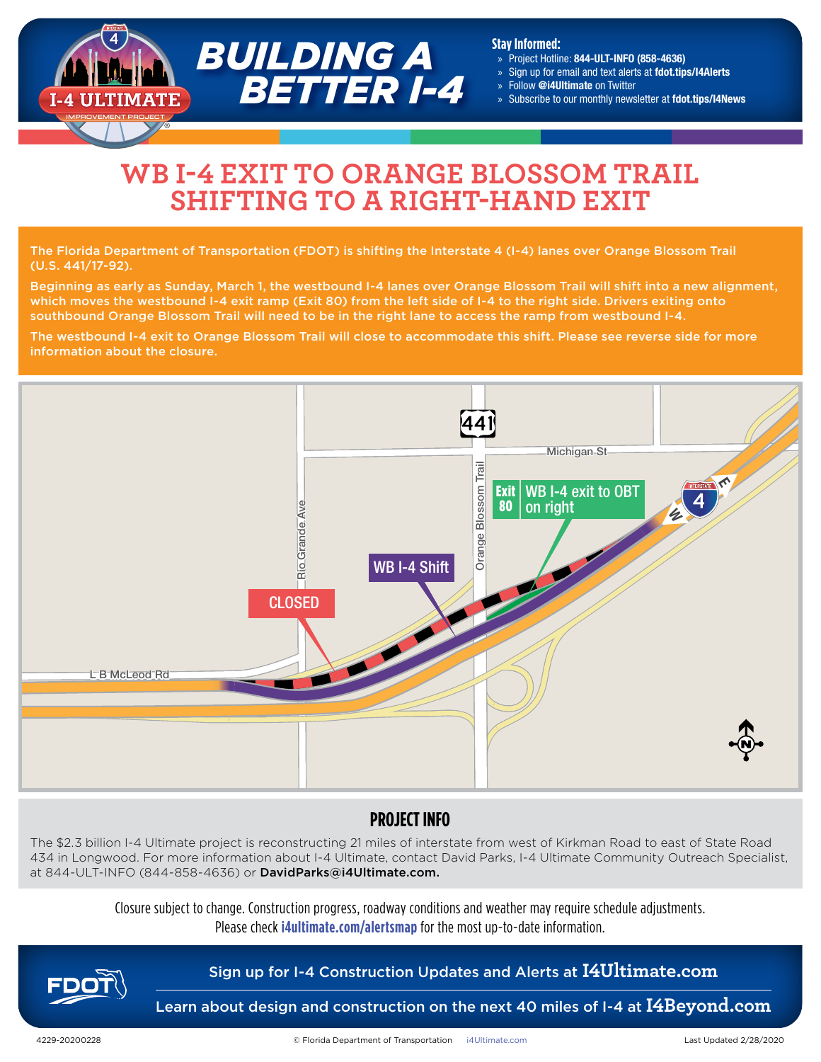# BUILDING A BETTER I-4

**Stay Informed:**

- » Project Hotline: **844-ULT-INFO (858-4636)**
- » Sign up for email and text alerts at **fdot.tips/I4Alerts**
- » Follow **@i4Ultimate** on Twitter
- » Subscribe to our monthly newsletter at **fdot.tips/I4News**

## WB I-4 EXIT TO ORANGE BLOSSOM TRAIL SHIFTING TO A RIGHT-HAND EXIT

The Florida Department of Transportation (FDOT) is shifting the Interstate 4 (I-4) lanes over Orange Blossom Trail (U.S. 441/17-92).

Beginning as early as Sunday, March 1, the westbound I-4 lanes over Orange Blossom Trail will shift into a new alignment, which moves the westbound I-4 exit ramp (Exit 80) from the left side of I-4 to the right side. Drivers exiting onto southbound Orange Blossom Trail will need to be in the right lane to access the ramp from westbound I-4.

The westbound I-4 exit to Orange Blossom Trail will close to accommodate this shift. Please see reverse side for more information about the closure.

441
Michigan St
Exit 80
WB I-4 exit to OBT on right
Rio Grande Ave
Orange Blossom Trail
WB I-4 Shift
CLOSED
L B McLeod Rd
E
W
4

## PROJECT INFO

The $2.3 billion I-4 Ultimate project is reconstructing 21 miles of interstate from west of Kirkman Road to east of State Road 434 in Longwood. For more information about I-4 Ultimate, contact David Parks, I-4 Ultimate Community Outreach Specialist, at 844-ULT-INFO (844-858-4636) or **DavidParks@i4Ultimate.com.**

Closure subject to change. Construction progress, roadway conditions and weather may require schedule adjustments. Please check **i4ultimate.com/alertsmap** for the most up-to-date information.

Sign up for I-4 Construction Updates and Alerts at **I4Ultimate.com**

Learn about design and construction on the next 40 miles of I-4 at **I4Beyond.com**

4229-20200228 © Florida Department of Transportation i4Ultimate.com Last Updated 2/28/2020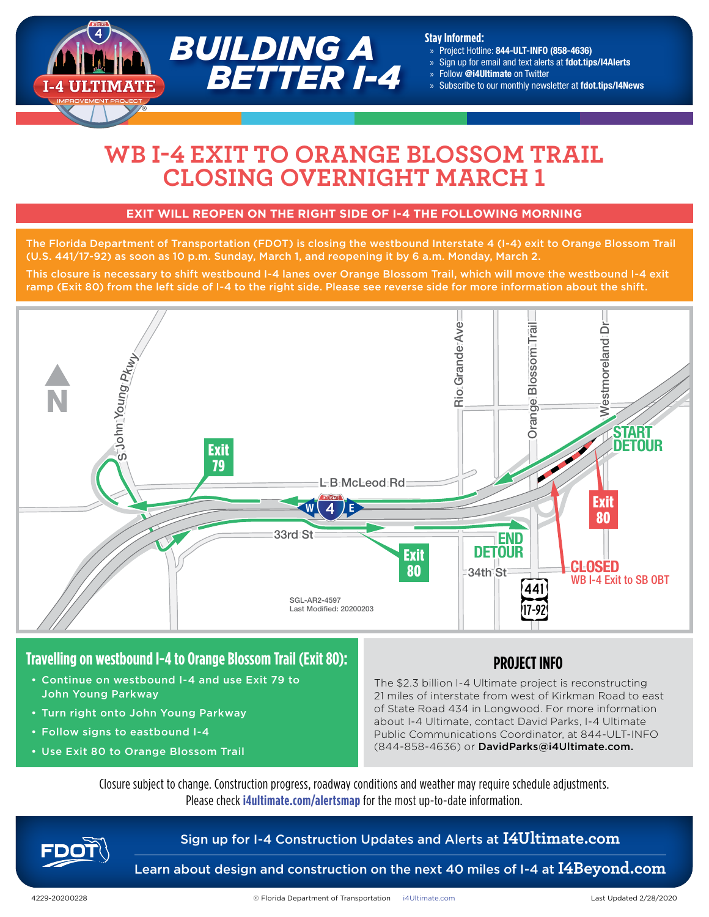# BUILDING A BETTER I-4

**Stay Informed:**

- Project Hotline: **844-ULT-INFO (858-4636)**
- Sign up for email and text alerts at **fdot.tips/I4Alerts**
- Follow **@i4Ultimate** on Twitter
- Subscribe to our monthly newsletter at **fdot.tips/I4News**

# WB I-4 EXIT TO ORANGE BLOSSOM TRAIL CLOSING OVERNIGHT MARCH 1

## EXIT WILL REOPEN ON THE RIGHT SIDE OF I-4 THE FOLLOWING MORNING

The Florida Department of Transportation (FDOT) is closing the westbound Interstate 4 (I-4) exit to Orange Blossom Trail (U.S. 441/17-92) as soon as 10 p.m. Sunday, March 1, and reopening it by 6 a.m. Monday, March 2.

This closure is necessary to shift westbound I-4 lanes over Orange Blossom Trail, which will move the westbound I-4 exit ramp (Exit 80) from the left side of I-4 to the right side. Please see reverse side for more information about the shift.

N

S John Young Pkwy

Rio Grande Ave

Orange Blossom Trail

Westmoreland Dr

L B McLeod Rd

33rd St

34th St

Exit 79

Exit 80

Exit 80

START DETOUR

END DETOUR

CLOSED
WB I-4 Exit to SB OBT

441
17-92

SGL-AR2-4597
Last Modified: 20200203

## Travelling on westbound I-4 to Orange Blossom Trail (Exit 80):

- Continue on westbound I-4 and use Exit 79 to John Young Parkway
- Turn right onto John Young Parkway
- Follow signs to eastbound I-4
- Use Exit 80 to Orange Blossom Trail

## PROJECT INFO

The $2.3 billion I-4 Ultimate project is reconstructing 21 miles of interstate from west of Kirkman Road to east of State Road 434 in Longwood. For more information about I-4 Ultimate, contact David Parks, I-4 Ultimate Public Communications Coordinator, at 844-ULT-INFO (844-858-4636) or **DavidParks@i4Ultimate.com.**

Closure subject to change. Construction progress, roadway conditions and weather may require schedule adjustments. Please check **i4ultimate.com/alertsmap** for the most up-to-date information.

Sign up for I-4 Construction Updates and Alerts at **I4Ultimate.com**

Learn about design and construction on the next 40 miles of I-4 at **I4Beyond.com**

4229-20200228 © Florida Department of Transportation i4Ultimate.com Last Updated 2/28/2020